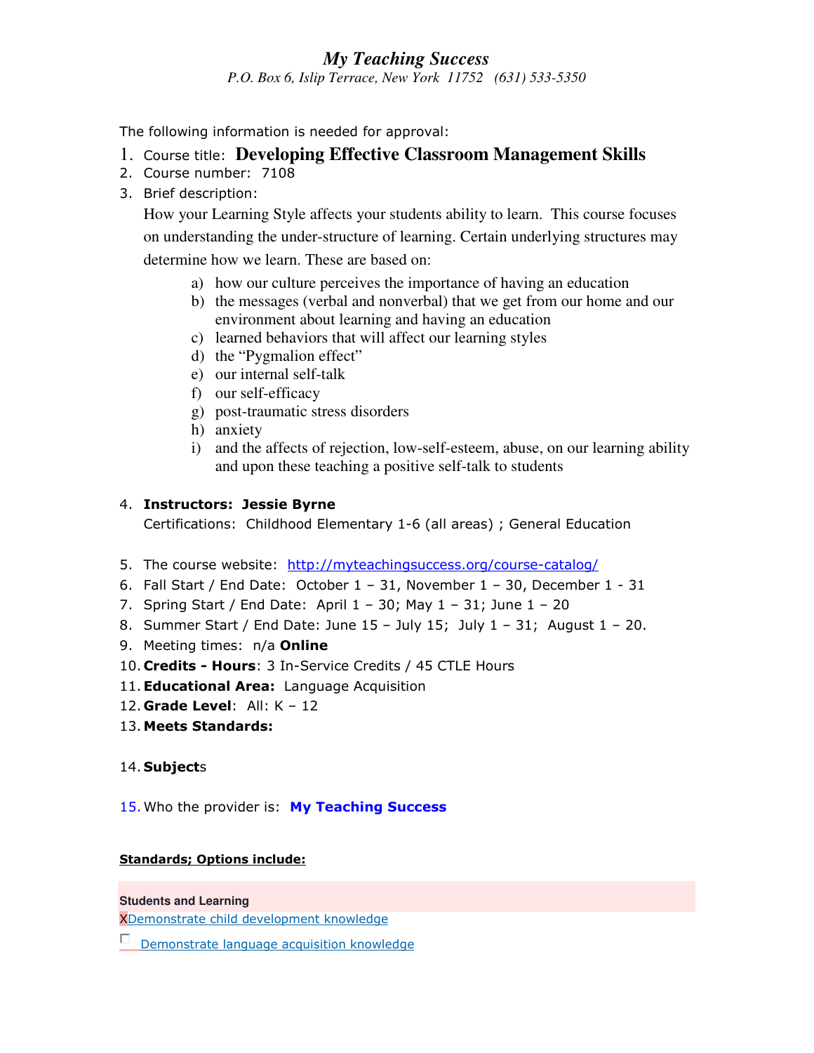# *My Teaching Success*

*P.O. Box 6, Islip Terrace, New York 11752 (631) 533-5350*

The following information is needed for approval:

1. Course title: **Developing Effective Classroom Management Skills**
2. Course number: 7108
3. Brief description:

   How your Learning Style affects your students ability to learn. This course focuses on understanding the under-structure of learning. Certain underlying structures may determine how we learn. These are based on:

   a) how our culture perceives the importance of having an education
   b) the messages (verbal and nonverbal) that we get from our home and our environment about learning and having an education
   c) learned behaviors that will affect our learning styles
   d) the "Pygmalion effect"
   e) our internal self-talk
   f) our self-efficacy
   g) post-traumatic stress disorders
   h) anxiety
   i) and the affects of rejection, low-self-esteem, abuse, on our learning ability and upon these teaching a positive self-talk to students

4. **Instructors: Jessie Byrne**

   Certifications: Childhood Elementary 1-6 (all areas) ; General Education

5. The course website: [http://myteachingsuccess.org/course-catalog/](http://myteachingsuccess.org/course-catalog/)
6. Fall Start / End Date: October 1 – 31, November 1 – 30, December 1 - 31
7. Spring Start / End Date: April 1 – 30; May 1 – 31; June 1 – 20
8. Summer Start / End Date: June 15 – July 15; July 1 – 31; August 1 – 20.
9. Meeting times: n/a **Online**
10. **Credits - Hours**: 3 In-Service Credits / 45 CTLE Hours
11. **Educational Area:** Language Acquisition
12. **Grade Level**: All: K – 12
13. **Meets Standards:**

14. **Subject**s

15. Who the provider is: **My Teaching Success**

**Standards; Options include:**

**Students and Learning**

X Demonstrate child development knowledge

☐ Demonstrate language acquisition knowledge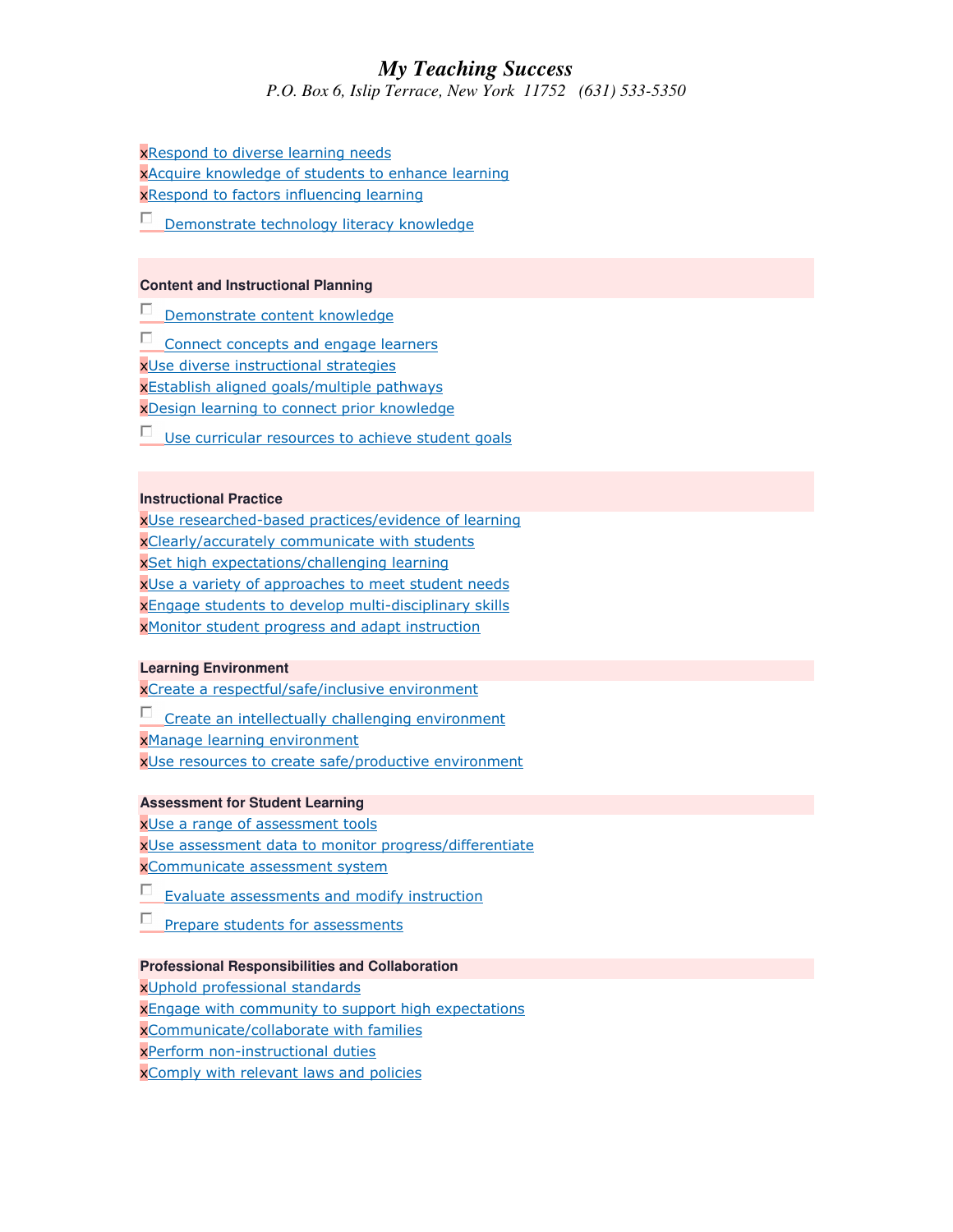*My Teaching Success*

*P.O. Box 6, Islip Terrace, New York 11752 (631) 533-5350*

- [x] Respond to diverse learning needs
- [x] Acquire knowledge of students to enhance learning
- [x] Respond to factors influencing learning
- [ ] Demonstrate technology literacy knowledge

**Content and Instructional Planning**

- [ ] Demonstrate content knowledge
- [ ] Connect concepts and engage learners
- [x] Use diverse instructional strategies
- [x] Establish aligned goals/multiple pathways
- [x] Design learning to connect prior knowledge
- [ ] Use curricular resources to achieve student goals

**Instructional Practice**

- [x] Use researched-based practices/evidence of learning
- [x] Clearly/accurately communicate with students
- [x] Set high expectations/challenging learning
- [x] Use a variety of approaches to meet student needs
- [x] Engage students to develop multi-disciplinary skills
- [x] Monitor student progress and adapt instruction

**Learning Environment**

- [x] Create a respectful/safe/inclusive environment
- [ ] Create an intellectually challenging environment
- [x] Manage learning environment
- [x] Use resources to create safe/productive environment

**Assessment for Student Learning**

- [x] Use a range of assessment tools
- [x] Use assessment data to monitor progress/differentiate
- [x] Communicate assessment system
- [ ] Evaluate assessments and modify instruction
- [ ] Prepare students for assessments

**Professional Responsibilities and Collaboration**

- [x] Uphold professional standards
- [x] Engage with community to support high expectations
- [x] Communicate/collaborate with families
- [x] Perform non-instructional duties
- [x] Comply with relevant laws and policies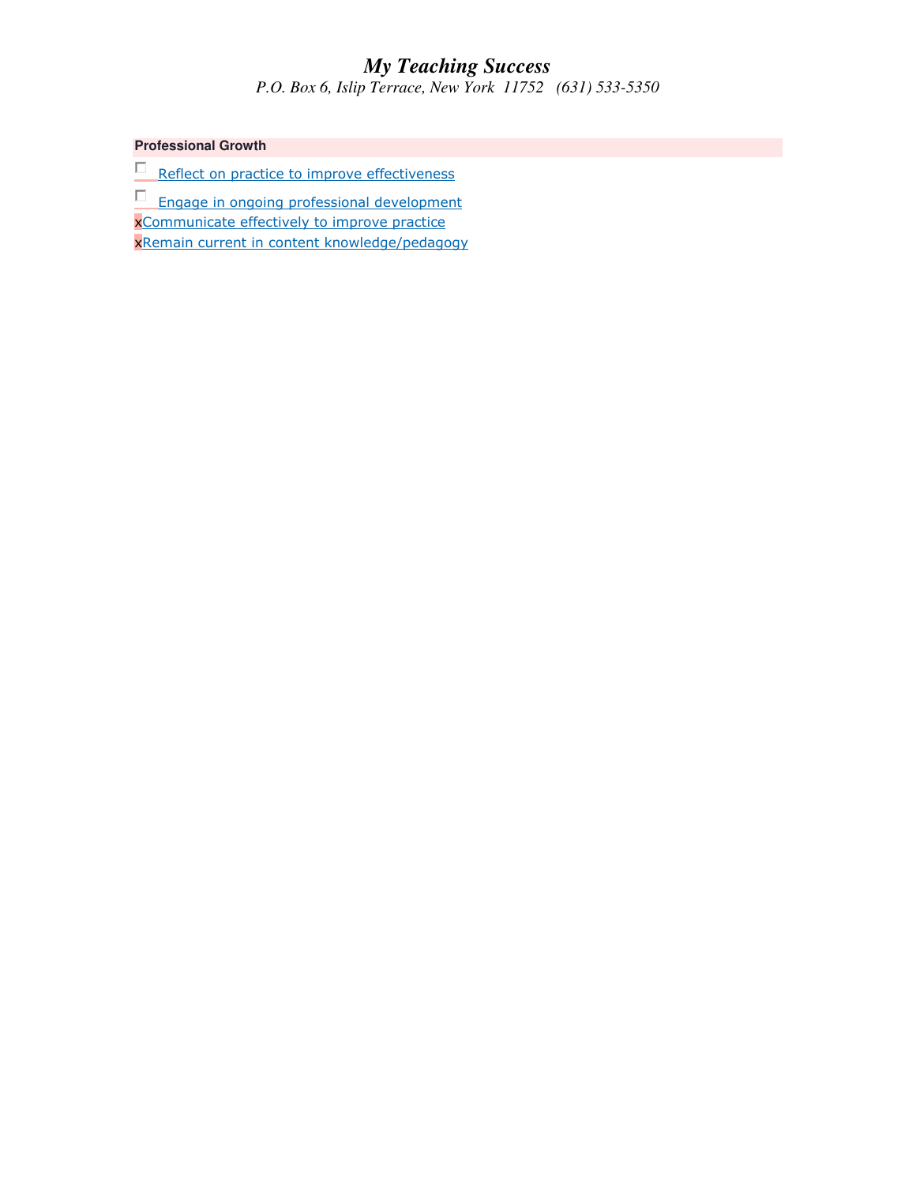*My Teaching Success*
*P.O. Box 6, Islip Terrace, New York  11752   (631) 533-5350*

**Professional Growth**

- [ ] Reflect on practice to improve effectiveness
- [ ] Engage in ongoing professional development
- [x] Communicate effectively to improve practice
- [x] Remain current in content knowledge/pedagogy